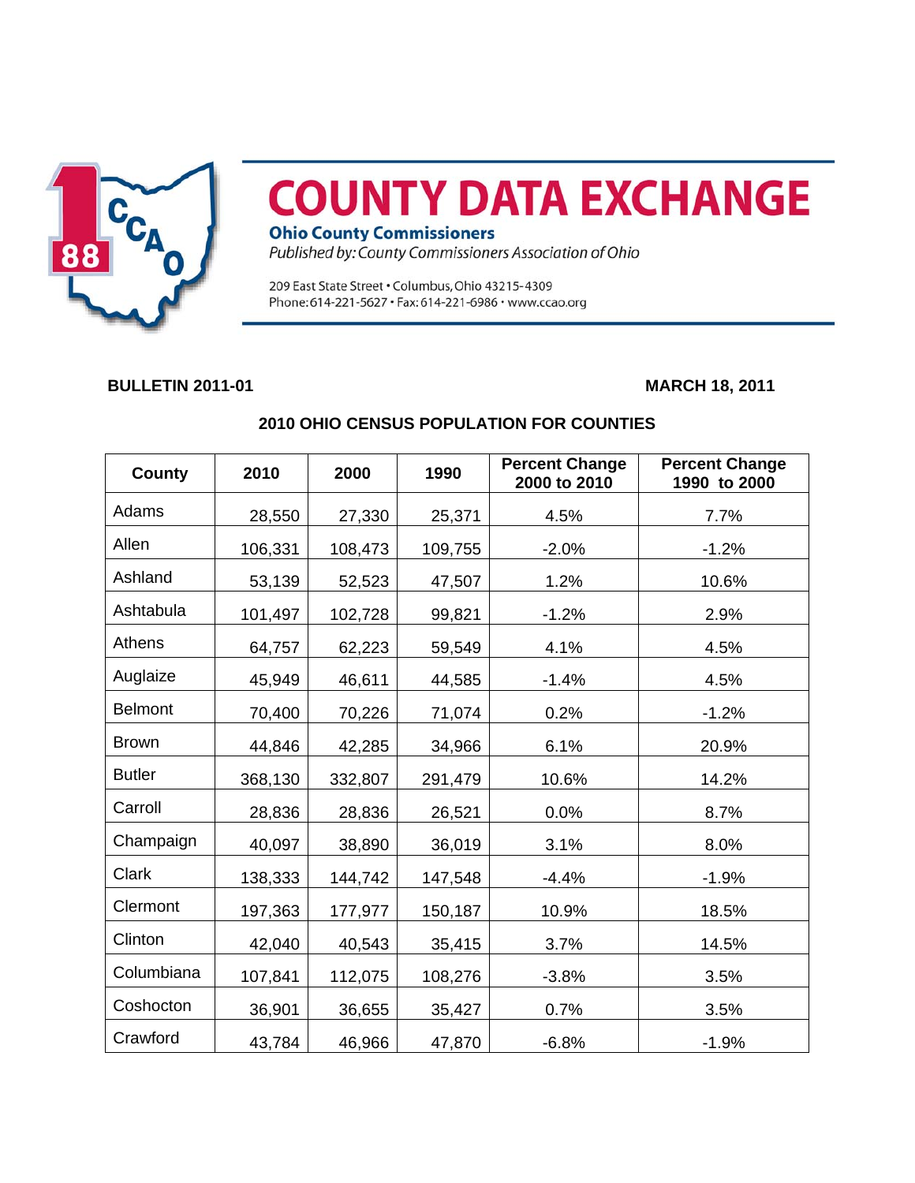# COUNTY DATA EXCHANGE

**Ohio County Commissioners**

*Published by: County Commissioners Association of Ohio*

209 East State Street • Columbus, Ohio 43215-4309
Phone: 614-221-5627 • Fax: 614-221-6986 • www.ccao.org

**BULLETIN 2011-01** **MARCH 18, 2011**

## 2010 OHIO CENSUS POPULATION FOR COUNTIES

| County | 2010 | 2000 | 1990 | Percent Change 2000 to 2010 | Percent Change 1990 to 2000 |
|---|---|---|---|---|---|
| Adams | 28,550 | 27,330 | 25,371 | 4.5% | 7.7% |
| Allen | 106,331 | 108,473 | 109,755 | -2.0% | -1.2% |
| Ashland | 53,139 | 52,523 | 47,507 | 1.2% | 10.6% |
| Ashtabula | 101,497 | 102,728 | 99,821 | -1.2% | 2.9% |
| Athens | 64,757 | 62,223 | 59,549 | 4.1% | 4.5% |
| Auglaize | 45,949 | 46,611 | 44,585 | -1.4% | 4.5% |
| Belmont | 70,400 | 70,226 | 71,074 | 0.2% | -1.2% |
| Brown | 44,846 | 42,285 | 34,966 | 6.1% | 20.9% |
| Butler | 368,130 | 332,807 | 291,479 | 10.6% | 14.2% |
| Carroll | 28,836 | 28,836 | 26,521 | 0.0% | 8.7% |
| Champaign | 40,097 | 38,890 | 36,019 | 3.1% | 8.0% |
| Clark | 138,333 | 144,742 | 147,548 | -4.4% | -1.9% |
| Clermont | 197,363 | 177,977 | 150,187 | 10.9% | 18.5% |
| Clinton | 42,040 | 40,543 | 35,415 | 3.7% | 14.5% |
| Columbiana | 107,841 | 112,075 | 108,276 | -3.8% | 3.5% |
| Coshocton | 36,901 | 36,655 | 35,427 | 0.7% | 3.5% |
| Crawford | 43,784 | 46,966 | 47,870 | -6.8% | -1.9% |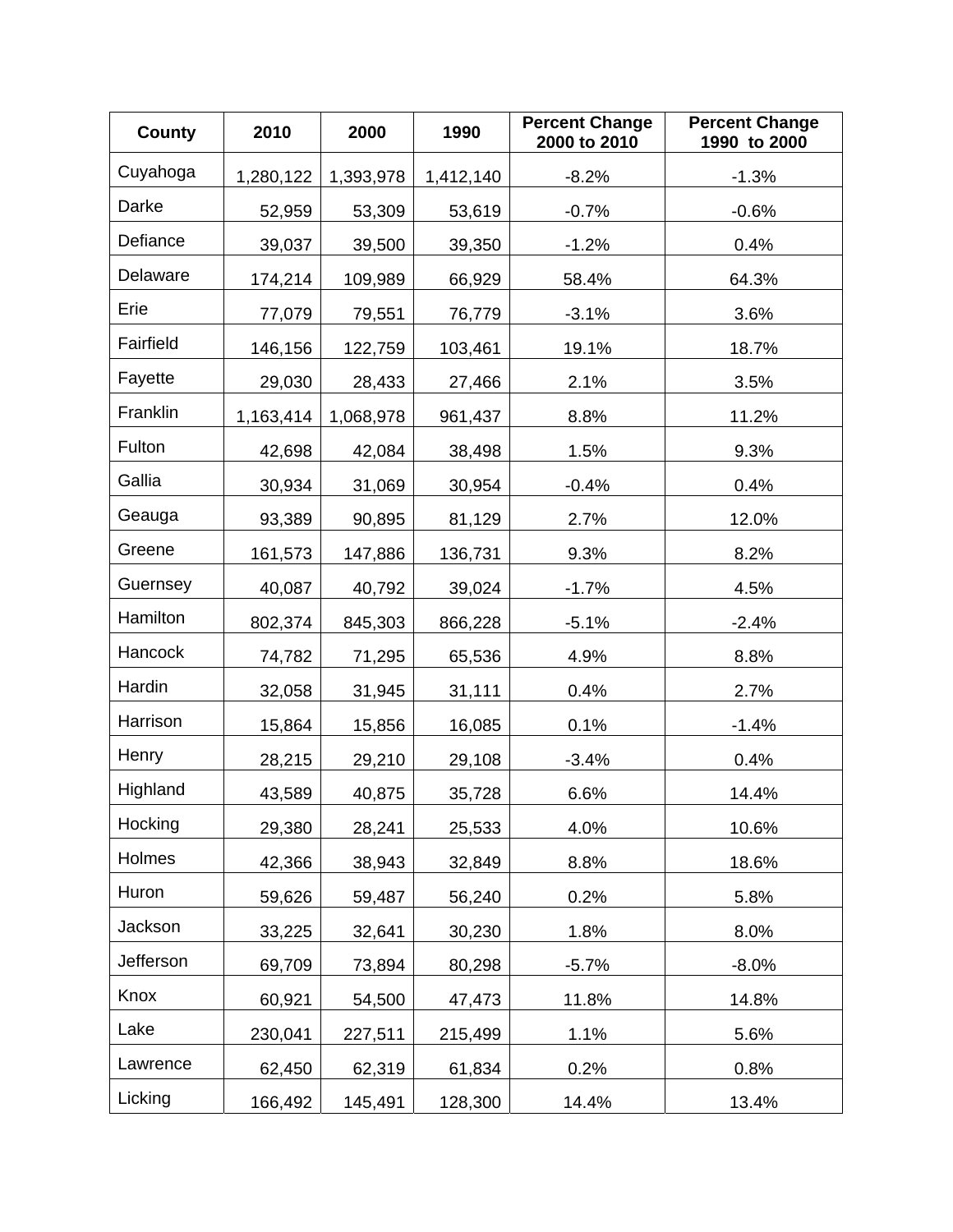| County | 2010 | 2000 | 1990 | Percent Change 2000 to 2010 | Percent Change 1990 to 2000 |
|---|---|---|---|---|---|
| Cuyahoga | 1,280,122 | 1,393,978 | 1,412,140 | -8.2% | -1.3% |
| Darke | 52,959 | 53,309 | 53,619 | -0.7% | -0.6% |
| Defiance | 39,037 | 39,500 | 39,350 | -1.2% | 0.4% |
| Delaware | 174,214 | 109,989 | 66,929 | 58.4% | 64.3% |
| Erie | 77,079 | 79,551 | 76,779 | -3.1% | 3.6% |
| Fairfield | 146,156 | 122,759 | 103,461 | 19.1% | 18.7% |
| Fayette | 29,030 | 28,433 | 27,466 | 2.1% | 3.5% |
| Franklin | 1,163,414 | 1,068,978 | 961,437 | 8.8% | 11.2% |
| Fulton | 42,698 | 42,084 | 38,498 | 1.5% | 9.3% |
| Gallia | 30,934 | 31,069 | 30,954 | -0.4% | 0.4% |
| Geauga | 93,389 | 90,895 | 81,129 | 2.7% | 12.0% |
| Greene | 161,573 | 147,886 | 136,731 | 9.3% | 8.2% |
| Guernsey | 40,087 | 40,792 | 39,024 | -1.7% | 4.5% |
| Hamilton | 802,374 | 845,303 | 866,228 | -5.1% | -2.4% |
| Hancock | 74,782 | 71,295 | 65,536 | 4.9% | 8.8% |
| Hardin | 32,058 | 31,945 | 31,111 | 0.4% | 2.7% |
| Harrison | 15,864 | 15,856 | 16,085 | 0.1% | -1.4% |
| Henry | 28,215 | 29,210 | 29,108 | -3.4% | 0.4% |
| Highland | 43,589 | 40,875 | 35,728 | 6.6% | 14.4% |
| Hocking | 29,380 | 28,241 | 25,533 | 4.0% | 10.6% |
| Holmes | 42,366 | 38,943 | 32,849 | 8.8% | 18.6% |
| Huron | 59,626 | 59,487 | 56,240 | 0.2% | 5.8% |
| Jackson | 33,225 | 32,641 | 30,230 | 1.8% | 8.0% |
| Jefferson | 69,709 | 73,894 | 80,298 | -5.7% | -8.0% |
| Knox | 60,921 | 54,500 | 47,473 | 11.8% | 14.8% |
| Lake | 230,041 | 227,511 | 215,499 | 1.1% | 5.6% |
| Lawrence | 62,450 | 62,319 | 61,834 | 0.2% | 0.8% |
| Licking | 166,492 | 145,491 | 128,300 | 14.4% | 13.4% |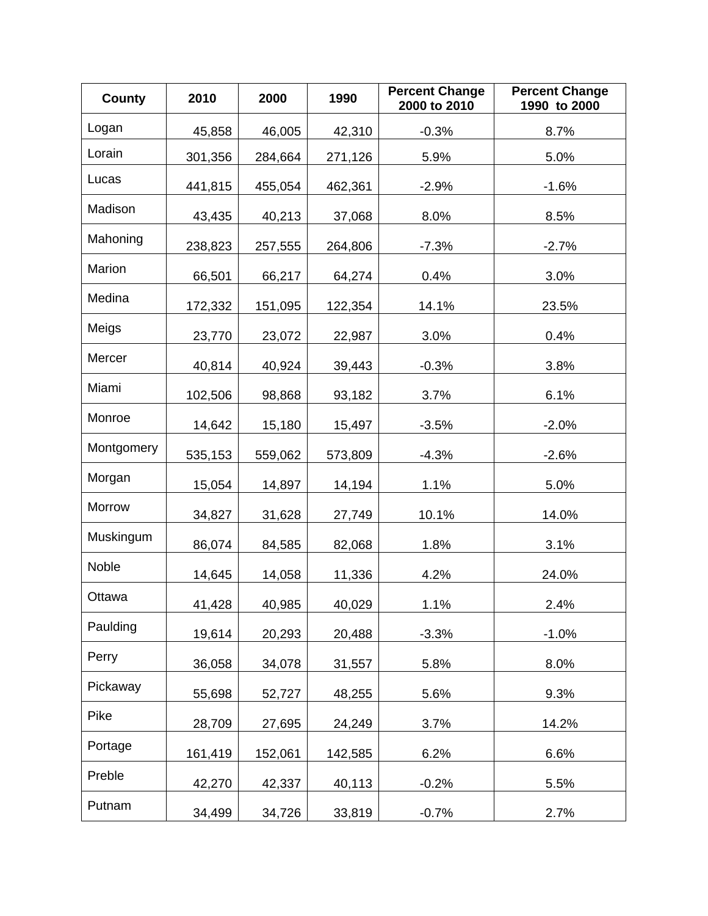| County | 2010 | 2000 | 1990 | Percent Change 2000 to 2010 | Percent Change 1990 to 2000 |
|---|---|---|---|---|---|
| Logan | 45,858 | 46,005 | 42,310 | -0.3% | 8.7% |
| Lorain | 301,356 | 284,664 | 271,126 | 5.9% | 5.0% |
| Lucas | 441,815 | 455,054 | 462,361 | -2.9% | -1.6% |
| Madison | 43,435 | 40,213 | 37,068 | 8.0% | 8.5% |
| Mahoning | 238,823 | 257,555 | 264,806 | -7.3% | -2.7% |
| Marion | 66,501 | 66,217 | 64,274 | 0.4% | 3.0% |
| Medina | 172,332 | 151,095 | 122,354 | 14.1% | 23.5% |
| Meigs | 23,770 | 23,072 | 22,987 | 3.0% | 0.4% |
| Mercer | 40,814 | 40,924 | 39,443 | -0.3% | 3.8% |
| Miami | 102,506 | 98,868 | 93,182 | 3.7% | 6.1% |
| Monroe | 14,642 | 15,180 | 15,497 | -3.5% | -2.0% |
| Montgomery | 535,153 | 559,062 | 573,809 | -4.3% | -2.6% |
| Morgan | 15,054 | 14,897 | 14,194 | 1.1% | 5.0% |
| Morrow | 34,827 | 31,628 | 27,749 | 10.1% | 14.0% |
| Muskingum | 86,074 | 84,585 | 82,068 | 1.8% | 3.1% |
| Noble | 14,645 | 14,058 | 11,336 | 4.2% | 24.0% |
| Ottawa | 41,428 | 40,985 | 40,029 | 1.1% | 2.4% |
| Paulding | 19,614 | 20,293 | 20,488 | -3.3% | -1.0% |
| Perry | 36,058 | 34,078 | 31,557 | 5.8% | 8.0% |
| Pickaway | 55,698 | 52,727 | 48,255 | 5.6% | 9.3% |
| Pike | 28,709 | 27,695 | 24,249 | 3.7% | 14.2% |
| Portage | 161,419 | 152,061 | 142,585 | 6.2% | 6.6% |
| Preble | 42,270 | 42,337 | 40,113 | -0.2% | 5.5% |
| Putnam | 34,499 | 34,726 | 33,819 | -0.7% | 2.7% |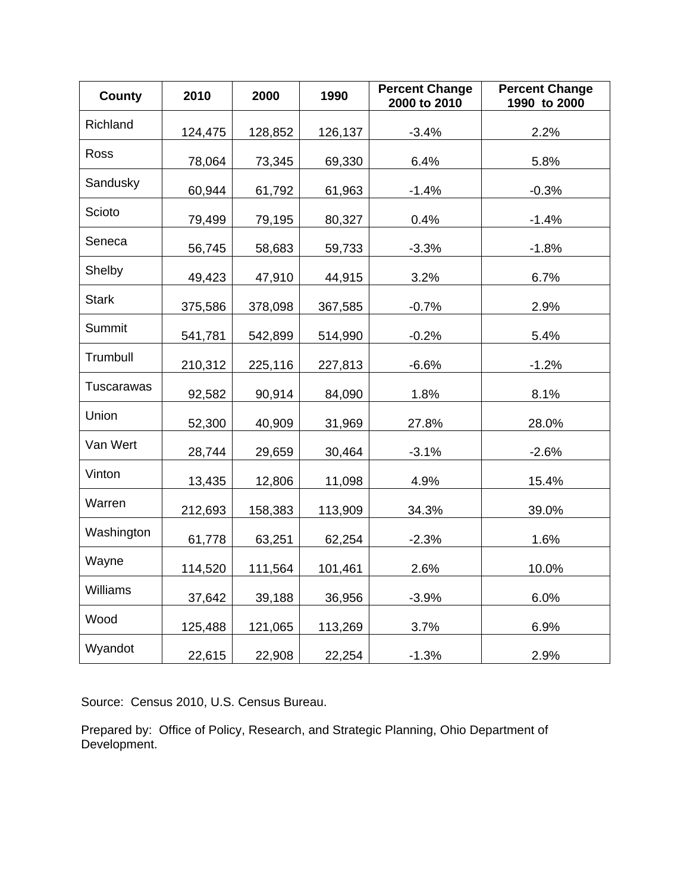| County | 2010 | 2000 | 1990 | Percent Change 2000 to 2010 | Percent Change 1990 to 2000 |
|---|---|---|---|---|---|
| Richland | 124,475 | 128,852 | 126,137 | -3.4% | 2.2% |
| Ross | 78,064 | 73,345 | 69,330 | 6.4% | 5.8% |
| Sandusky | 60,944 | 61,792 | 61,963 | -1.4% | -0.3% |
| Scioto | 79,499 | 79,195 | 80,327 | 0.4% | -1.4% |
| Seneca | 56,745 | 58,683 | 59,733 | -3.3% | -1.8% |
| Shelby | 49,423 | 47,910 | 44,915 | 3.2% | 6.7% |
| Stark | 375,586 | 378,098 | 367,585 | -0.7% | 2.9% |
| Summit | 541,781 | 542,899 | 514,990 | -0.2% | 5.4% |
| Trumbull | 210,312 | 225,116 | 227,813 | -6.6% | -1.2% |
| Tuscarawas | 92,582 | 90,914 | 84,090 | 1.8% | 8.1% |
| Union | 52,300 | 40,909 | 31,969 | 27.8% | 28.0% |
| Van Wert | 28,744 | 29,659 | 30,464 | -3.1% | -2.6% |
| Vinton | 13,435 | 12,806 | 11,098 | 4.9% | 15.4% |
| Warren | 212,693 | 158,383 | 113,909 | 34.3% | 39.0% |
| Washington | 61,778 | 63,251 | 62,254 | -2.3% | 1.6% |
| Wayne | 114,520 | 111,564 | 101,461 | 2.6% | 10.0% |
| Williams | 37,642 | 39,188 | 36,956 | -3.9% | 6.0% |
| Wood | 125,488 | 121,065 | 113,269 | 3.7% | 6.9% |
| Wyandot | 22,615 | 22,908 | 22,254 | -1.3% | 2.9% |

Source: Census 2010, U.S. Census Bureau.

Prepared by: Office of Policy, Research, and Strategic Planning, Ohio Department of Development.